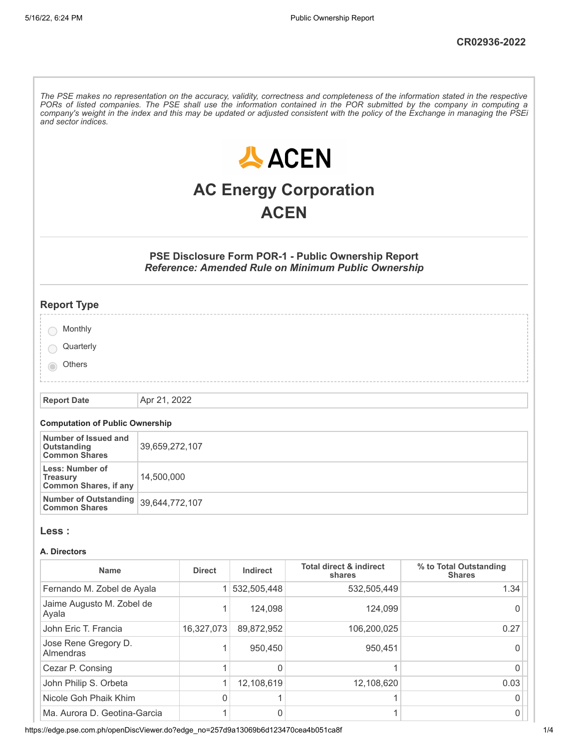CR02936-2022

*The PSE makes no representation on the accuracy, validity, correctness and completeness of the information stated in the respective PORs of listed companies. The PSE shall use the information contained in the POR submitted by the company in computing a company's weight in the index and this may be updated or adjusted consistent with the policy of the Exchange in managing the PSEi and sector indices.*

# AC Energy Corporation

# ACEN

### PSE Disclosure Form POR-1 - Public Ownership Report

***Reference: Amended Rule on Minimum Public Ownership***

## Report Type

- ○ Monthly
- ○ Quarterly
- ◉ Others

| Report Date | Apr 21, 2022 |
|---|---|

**Computation of Public Ownership**

| | |
|---|---|
| **Number of Issued and Outstanding Common Shares** | 39,659,272,107 |
| **Less: Number of Treasury Common Shares, if any** | 14,500,000 |
| **Number of Outstanding Common Shares** | 39,644,772,107 |

## Less :

**A. Directors**

| Name | Direct | Indirect | Total direct & indirect shares | % to Total Outstanding Shares |
|---|---|---|---|---|
| Fernando M. Zobel de Ayala | 1 | 532,505,448 | 532,505,449 | 1.34 |
| Jaime Augusto M. Zobel de Ayala | 1 | 124,098 | 124,099 | 0 |
| John Eric T. Francia | 16,327,073 | 89,872,952 | 106,200,025 | 0.27 |
| Jose Rene Gregory D. Almendras | 1 | 950,450 | 950,451 | 0 |
| Cezar P. Consing | 1 | 0 | 1 | 0 |
| John Philip S. Orbeta | 1 | 12,108,619 | 12,108,620 | 0.03 |
| Nicole Goh Phaik Khim | 0 | 1 | 1 | 0 |
| Ma. Aurora D. Geotina-Garcia | 1 | 0 | 1 | 0 |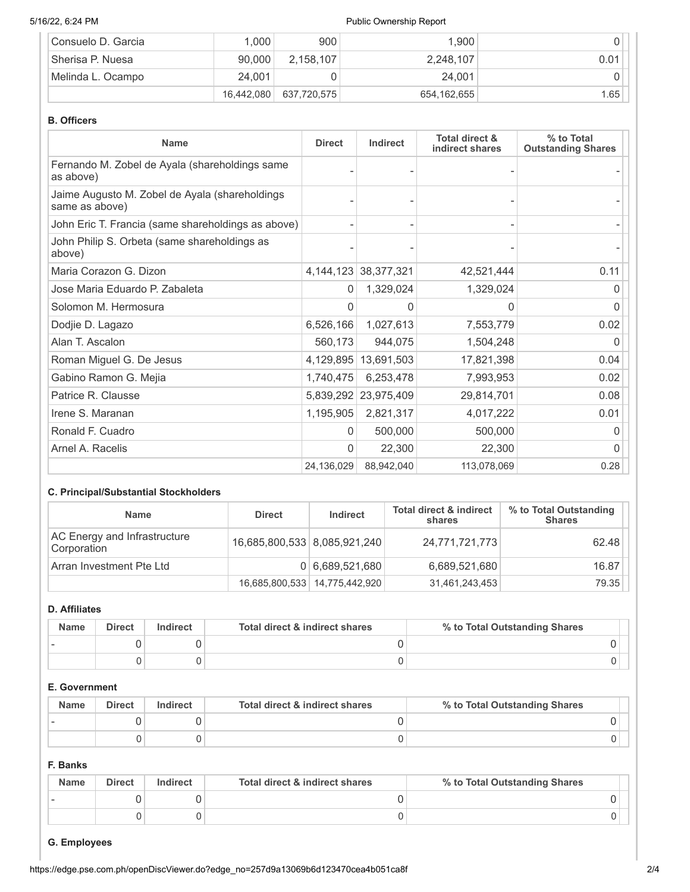| | | | | |
|---|---|---|---|---|
| Consuelo D. Garcia | 1,000 | 900 | 1,900 | 0 |
| Sherisa P. Nuesa | 90,000 | 2,158,107 | 2,248,107 | 0.01 |
| Melinda L. Ocampo | 24,001 | 0 | 24,001 | 0 |
| | 16,442,080 | 637,720,575 | 654,162,655 | 1.65 |

**B. Officers**

| Name | Direct | Indirect | Total direct & indirect shares | % to Total Outstanding Shares |
|---|---|---|---|---|
| Fernando M. Zobel de Ayala (shareholdings same as above) | - | - | - | - |
| Jaime Augusto M. Zobel de Ayala (shareholdings same as above) | - | - | - | - |
| John Eric T. Francia (same shareholdings as above) | - | - | - | - |
| John Philip S. Orbeta (same shareholdings as above) | - | - | - | - |
| Maria Corazon G. Dizon | 4,144,123 | 38,377,321 | 42,521,444 | 0.11 |
| Jose Maria Eduardo P. Zabaleta | 0 | 1,329,024 | 1,329,024 | 0 |
| Solomon M. Hermosura | 0 | 0 | 0 | 0 |
| Dodjie D. Lagazo | 6,526,166 | 1,027,613 | 7,553,779 | 0.02 |
| Alan T. Ascalon | 560,173 | 944,075 | 1,504,248 | 0 |
| Roman Miguel G. De Jesus | 4,129,895 | 13,691,503 | 17,821,398 | 0.04 |
| Gabino Ramon G. Mejia | 1,740,475 | 6,253,478 | 7,993,953 | 0.02 |
| Patrice R. Clausse | 5,839,292 | 23,975,409 | 29,814,701 | 0.08 |
| Irene S. Maranan | 1,195,905 | 2,821,317 | 4,017,222 | 0.01 |
| Ronald F. Cuadro | 0 | 500,000 | 500,000 | 0 |
| Arnel A. Racelis | 0 | 22,300 | 22,300 | 0 |
| | 24,136,029 | 88,942,040 | 113,078,069 | 0.28 |

**C. Principal/Substantial Stockholders**

| Name | Direct | Indirect | Total direct & indirect shares | % to Total Outstanding Shares |
|---|---|---|---|---|
| AC Energy and Infrastructure Corporation | 16,685,800,533 | 8,085,921,240 | 24,771,721,773 | 62.48 |
| Arran Investment Pte Ltd | 0 | 6,689,521,680 | 6,689,521,680 | 16.87 |
| | 16,685,800,533 | 14,775,442,920 | 31,461,243,453 | 79.35 |

**D. Affiliates**

| Name | Direct | Indirect | Total direct & indirect shares | % to Total Outstanding Shares |
|---|---|---|---|---|
| - | 0 | 0 | 0 | 0 |
| | 0 | 0 | 0 | 0 |

**E. Government**

| Name | Direct | Indirect | Total direct & indirect shares | % to Total Outstanding Shares |
|---|---|---|---|---|
| - | 0 | 0 | 0 | 0 |
| | 0 | 0 | 0 | 0 |

**F. Banks**

| Name | Direct | Indirect | Total direct & indirect shares | % to Total Outstanding Shares |
|---|---|---|---|---|
| - | 0 | 0 | 0 | 0 |
| | 0 | 0 | 0 | 0 |

**G. Employees**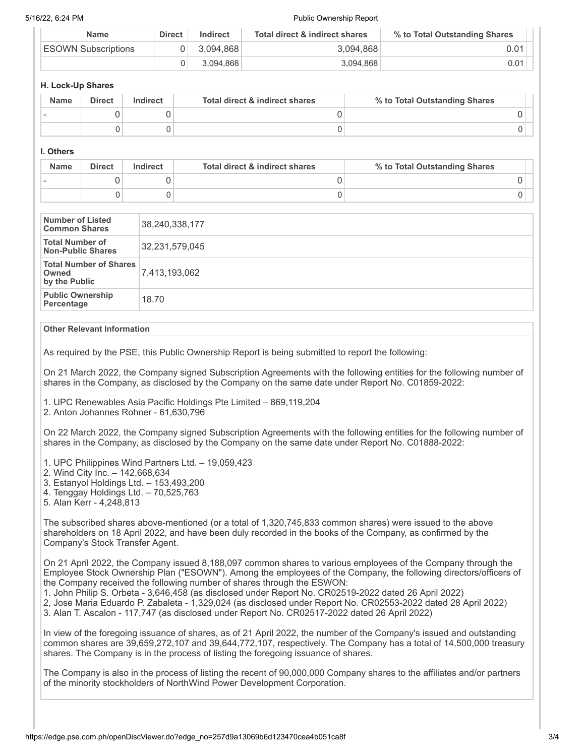| Name | Direct | Indirect | Total direct & indirect shares | % to Total Outstanding Shares |
|---|---|---|---|---|
| ESOWN Subscriptions | 0 | 3,094,868 | 3,094,868 | 0.01 |
| | 0 | 3,094,868 | 3,094,868 | 0.01 |

### H. Lock-Up Shares

| Name | Direct | Indirect | Total direct & indirect shares | % to Total Outstanding Shares |
|---|---|---|---|---|
| - | 0 | 0 | 0 | 0 |
| | 0 | 0 | 0 | 0 |

### I. Others

| Name | Direct | Indirect | Total direct & indirect shares | % to Total Outstanding Shares |
|---|---|---|---|---|
| - | 0 | 0 | 0 | 0 |
| | 0 | 0 | 0 | 0 |

| | |
|---|---|
| **Number of Listed Common Shares** | 38,240,338,177 |
| **Total Number of Non-Public Shares** | 32,231,579,045 |
| **Total Number of Shares Owned by the Public** | 7,413,193,062 |
| **Public Ownership Percentage** | 18.70 |

**Other Relevant Information**

As required by the PSE, this Public Ownership Report is being submitted to report the following:

On 21 March 2022, the Company signed Subscription Agreements with the following entities for the following number of shares in the Company, as disclosed by the Company on the same date under Report No. C01859-2022:

1. UPC Renewables Asia Pacific Holdings Pte Limited – 869,119,204
2. Anton Johannes Rohner - 61,630,796

On 22 March 2022, the Company signed Subscription Agreements with the following entities for the following number of shares in the Company, as disclosed by the Company on the same date under Report No. C01888-2022:

1. UPC Philippines Wind Partners Ltd. – 19,059,423
2. Wind City Inc. – 142,668,634
3. Estanyol Holdings Ltd. – 153,493,200
4. Tenggay Holdings Ltd. – 70,525,763
5. Alan Kerr - 4,248,813

The subscribed shares above-mentioned (or a total of 1,320,745,833 common shares) were issued to the above shareholders on 18 April 2022, and have been duly recorded in the books of the Company, as confirmed by the Company's Stock Transfer Agent.

On 21 April 2022, the Company issued 8,188,097 common shares to various employees of the Company through the Employee Stock Ownership Plan ("ESOWN"). Among the employees of the Company, the following directors/officers of the Company received the following number of shares through the ESWON:
1. John Philip S. Orbeta - 3,646,458 (as disclosed under Report No. CR02519-2022 dated 26 April 2022)
2, Jose Maria Eduardo P. Zabaleta - 1,329,024 (as disclosed under Report No. CR02553-2022 dated 28 April 2022)
3. Alan T. Ascalon - 117,747 (as disclosed under Report No. CR02517-2022 dated 26 April 2022)

In view of the foregoing issuance of shares, as of 21 April 2022, the number of the Company's issued and outstanding common shares are 39,659,272,107 and 39,644,772,107, respectively. The Company has a total of 14,500,000 treasury shares. The Company is in the process of listing the foregoing issuance of shares.

The Company is also in the process of listing the recent of 90,000,000 Company shares to the affiliates and/or partners of the minority stockholders of NorthWind Power Development Corporation.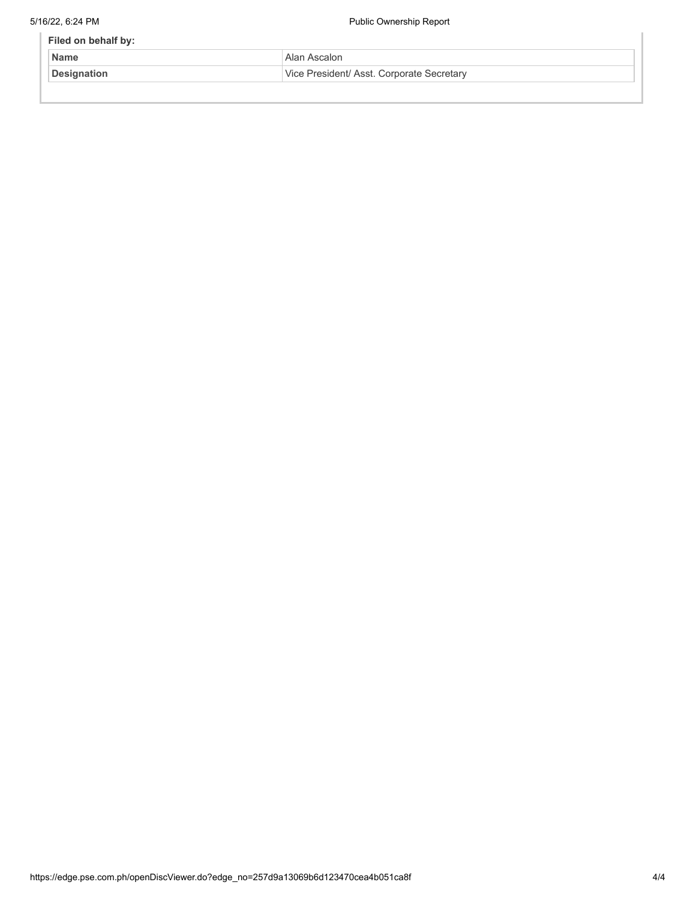**Filed on behalf by:**

| | |
|---|---|
| **Name** | Alan Ascalon |
| **Designation** | Vice President/ Asst. Corporate Secretary |